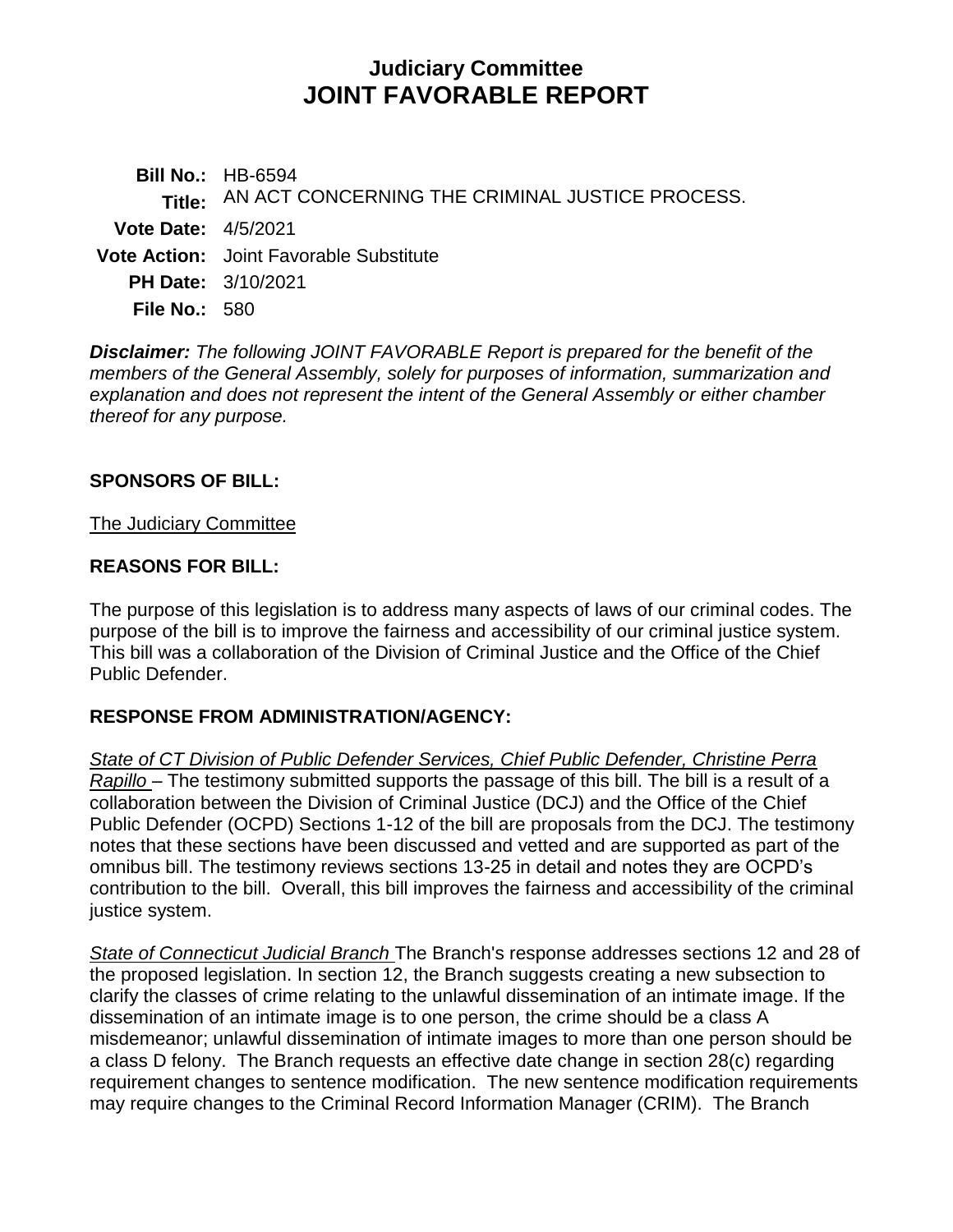# Judiciary Committee
# JOINT FAVORABLE REPORT

**Bill No.:** HB-6594
**Title:** AN ACT CONCERNING THE CRIMINAL JUSTICE PROCESS.
**Vote Date:** 4/5/2021
**Vote Action:** Joint Favorable Substitute
**PH Date:** 3/10/2021
**File No.:** 580

***Disclaimer:*** *The following JOINT FAVORABLE Report is prepared for the benefit of the members of the General Assembly, solely for purposes of information, summarization and explanation and does not represent the intent of the General Assembly or either chamber thereof for any purpose.*

## SPONSORS OF BILL:

The Judiciary Committee

## REASONS FOR BILL:

The purpose of this legislation is to address many aspects of laws of our criminal codes. The purpose of the bill is to improve the fairness and accessibility of our criminal justice system. This bill was a collaboration of the Division of Criminal Justice and the Office of the Chief Public Defender.

## RESPONSE FROM ADMINISTRATION/AGENCY:

*State of CT Division of Public Defender Services, Chief Public Defender, Christine Perra Rapillo* – The testimony submitted supports the passage of this bill. The bill is a result of a collaboration between the Division of Criminal Justice (DCJ) and the Office of the Chief Public Defender (OCPD) Sections 1-12 of the bill are proposals from the DCJ. The testimony notes that these sections have been discussed and vetted and are supported as part of the omnibus bill. The testimony reviews sections 13-25 in detail and notes they are OCPD's contribution to the bill. Overall, this bill improves the fairness and accessibility of the criminal justice system.

*State of Connecticut Judicial Branch* The Branch's response addresses sections 12 and 28 of the proposed legislation. In section 12, the Branch suggests creating a new subsection to clarify the classes of crime relating to the unlawful dissemination of an intimate image. If the dissemination of an intimate image is to one person, the crime should be a class A misdemeanor; unlawful dissemination of intimate images to more than one person should be a class D felony. The Branch requests an effective date change in section 28(c) regarding requirement changes to sentence modification. The new sentence modification requirements may require changes to the Criminal Record Information Manager (CRIM). The Branch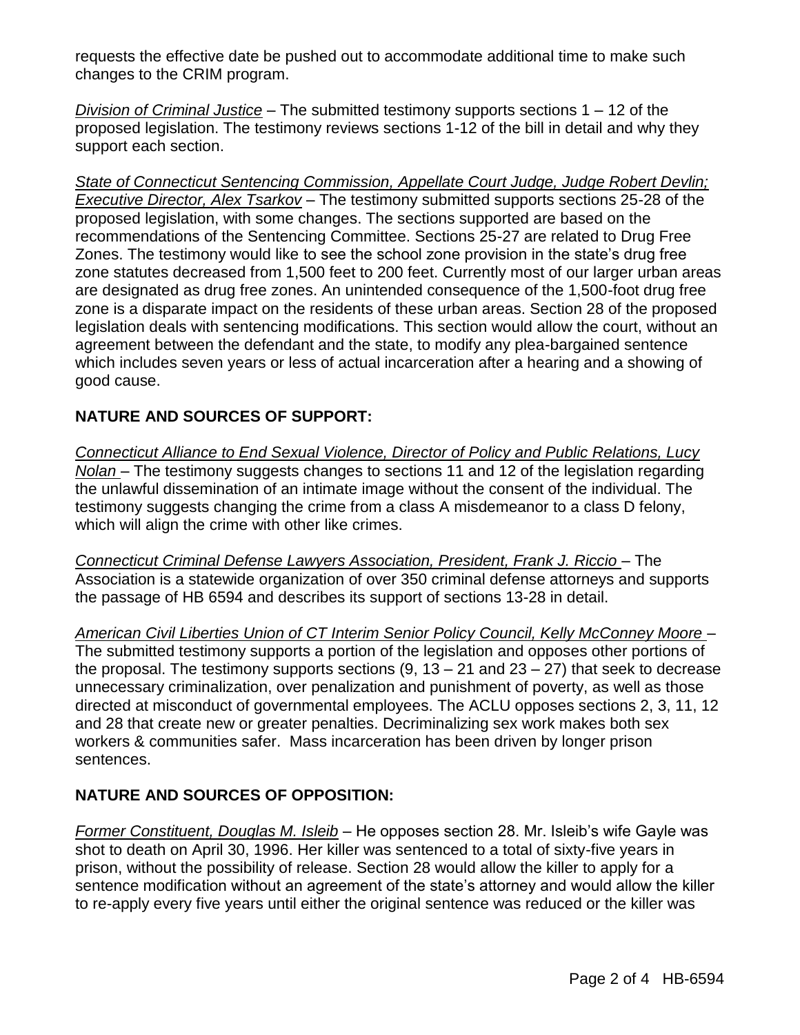requests the effective date be pushed out to accommodate additional time to make such changes to the CRIM program.

_Division of Criminal Justice_ – The submitted testimony supports sections 1 – 12 of the proposed legislation. The testimony reviews sections 1-12 of the bill in detail and why they support each section.

_State of Connecticut Sentencing Commission, Appellate Court Judge, Judge Robert Devlin; Executive Director, Alex Tsarkov_ – The testimony submitted supports sections 25-28 of the proposed legislation, with some changes. The sections supported are based on the recommendations of the Sentencing Committee. Sections 25-27 are related to Drug Free Zones. The testimony would like to see the school zone provision in the state's drug free zone statutes decreased from 1,500 feet to 200 feet. Currently most of our larger urban areas are designated as drug free zones. An unintended consequence of the 1,500-foot drug free zone is a disparate impact on the residents of these urban areas. Section 28 of the proposed legislation deals with sentencing modifications. This section would allow the court, without an agreement between the defendant and the state, to modify any plea-bargained sentence which includes seven years or less of actual incarceration after a hearing and a showing of good cause.

## NATURE AND SOURCES OF SUPPORT:

_Connecticut Alliance to End Sexual Violence, Director of Policy and Public Relations, Lucy Nolan_ – The testimony suggests changes to sections 11 and 12 of the legislation regarding the unlawful dissemination of an intimate image without the consent of the individual. The testimony suggests changing the crime from a class A misdemeanor to a class D felony, which will align the crime with other like crimes.

_Connecticut Criminal Defense Lawyers Association, President, Frank J. Riccio_ – The Association is a statewide organization of over 350 criminal defense attorneys and supports the passage of HB 6594 and describes its support of sections 13-28 in detail.

_American Civil Liberties Union of CT Interim Senior Policy Council, Kelly McConney Moore_ – The submitted testimony supports a portion of the legislation and opposes other portions of the proposal. The testimony supports sections (9, 13 – 21 and 23 – 27) that seek to decrease unnecessary criminalization, over penalization and punishment of poverty, as well as those directed at misconduct of governmental employees. The ACLU opposes sections 2, 3, 11, 12 and 28 that create new or greater penalties. Decriminalizing sex work makes both sex workers & communities safer. Mass incarceration has been driven by longer prison sentences.

## NATURE AND SOURCES OF OPPOSITION:

_Former Constituent, Douglas M. Isleib_ – He opposes section 28. Mr. Isleib's wife Gayle was shot to death on April 30, 1996. Her killer was sentenced to a total of sixty-five years in prison, without the possibility of release. Section 28 would allow the killer to apply for a sentence modification without an agreement of the state's attorney and would allow the killer to re-apply every five years until either the original sentence was reduced or the killer was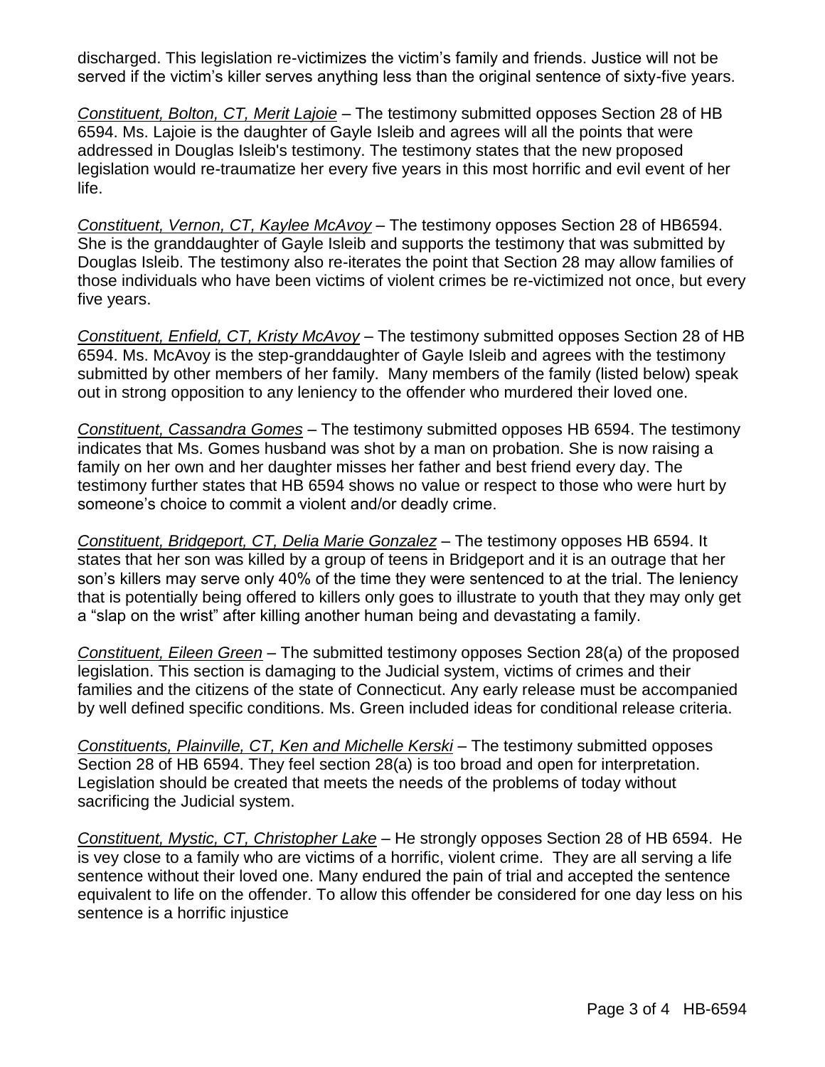discharged. This legislation re-victimizes the victim's family and friends. Justice will not be served if the victim's killer serves anything less than the original sentence of sixty-five years.

*Constituent, Bolton, CT, Merit Lajoie* – The testimony submitted opposes Section 28 of HB 6594. Ms. Lajoie is the daughter of Gayle Isleib and agrees will all the points that were addressed in Douglas Isleib's testimony. The testimony states that the new proposed legislation would re-traumatize her every five years in this most horrific and evil event of her life.

*Constituent, Vernon, CT, Kaylee McAvoy* – The testimony opposes Section 28 of HB6594. She is the granddaughter of Gayle Isleib and supports the testimony that was submitted by Douglas Isleib. The testimony also re-iterates the point that Section 28 may allow families of those individuals who have been victims of violent crimes be re-victimized not once, but every five years.

*Constituent, Enfield, CT, Kristy McAvoy* – The testimony submitted opposes Section 28 of HB 6594. Ms. McAvoy is the step-granddaughter of Gayle Isleib and agrees with the testimony submitted by other members of her family. Many members of the family (listed below) speak out in strong opposition to any leniency to the offender who murdered their loved one.

*Constituent, Cassandra Gomes* – The testimony submitted opposes HB 6594. The testimony indicates that Ms. Gomes husband was shot by a man on probation. She is now raising a family on her own and her daughter misses her father and best friend every day. The testimony further states that HB 6594 shows no value or respect to those who were hurt by someone's choice to commit a violent and/or deadly crime.

*Constituent, Bridgeport, CT, Delia Marie Gonzalez* – The testimony opposes HB 6594. It states that her son was killed by a group of teens in Bridgeport and it is an outrage that her son's killers may serve only 40% of the time they were sentenced to at the trial. The leniency that is potentially being offered to killers only goes to illustrate to youth that they may only get a "slap on the wrist" after killing another human being and devastating a family.

*Constituent, Eileen Green* – The submitted testimony opposes Section 28(a) of the proposed legislation. This section is damaging to the Judicial system, victims of crimes and their families and the citizens of the state of Connecticut. Any early release must be accompanied by well defined specific conditions. Ms. Green included ideas for conditional release criteria.

*Constituents, Plainville, CT, Ken and Michelle Kerski* – The testimony submitted opposes Section 28 of HB 6594. They feel section 28(a) is too broad and open for interpretation. Legislation should be created that meets the needs of the problems of today without sacrificing the Judicial system.

*Constituent, Mystic, CT, Christopher Lake* – He strongly opposes Section 28 of HB 6594. He is vey close to a family who are victims of a horrific, violent crime. They are all serving a life sentence without their loved one. Many endured the pain of trial and accepted the sentence equivalent to life on the offender. To allow this offender be considered for one day less on his sentence is a horrific injustice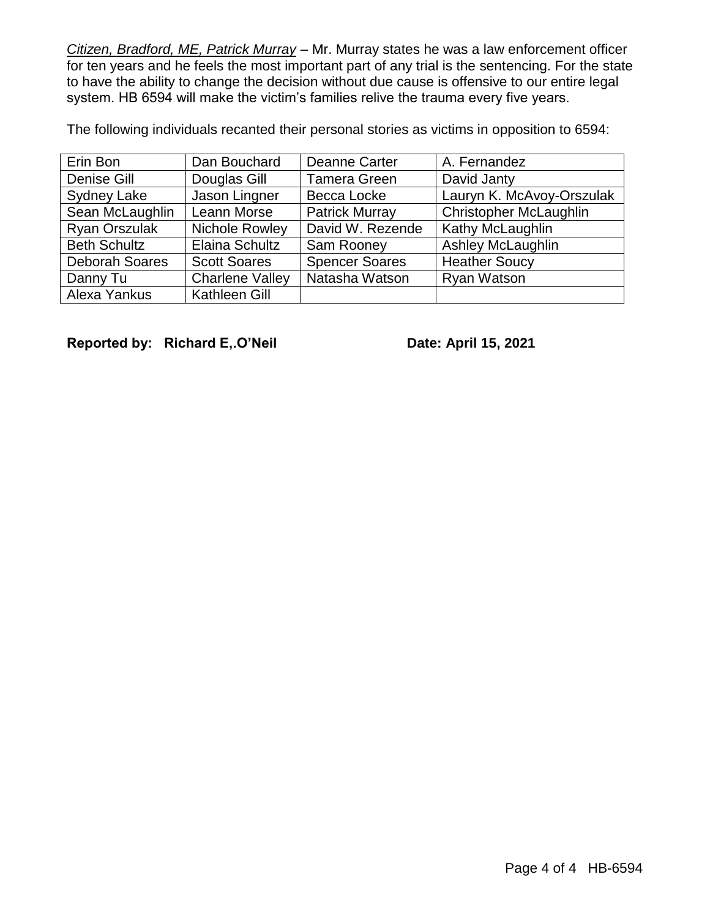*Citizen, Bradford, ME, Patrick Murray* – Mr. Murray states he was a law enforcement officer for ten years and he feels the most important part of any trial is the sentencing. For the state to have the ability to change the decision without due cause is offensive to our entire legal system. HB 6594 will make the victim's families relive the trauma every five years.

The following individuals recanted their personal stories as victims in opposition to 6594:

| | | | |
|---|---|---|---|
| Erin Bon | Dan Bouchard | Deanne Carter | A. Fernandez |
| Denise Gill | Douglas Gill | Tamera Green | David Janty |
| Sydney Lake | Jason Lingner | Becca Locke | Lauryn K. McAvoy-Orszulak |
| Sean McLaughlin | Leann Morse | Patrick Murray | Christopher McLaughlin |
| Ryan Orszulak | Nichole Rowley | David W. Rezende | Kathy McLaughlin |
| Beth Schultz | Elaina Schultz | Sam Rooney | Ashley McLaughlin |
| Deborah Soares | Scott Soares | Spencer Soares | Heather Soucy |
| Danny Tu | Charlene Valley | Natasha Watson | Ryan Watson |
| Alexa Yankus | Kathleen Gill | | |

**Reported by: Richard E,.O'Neil** **Date: April 15, 2021**